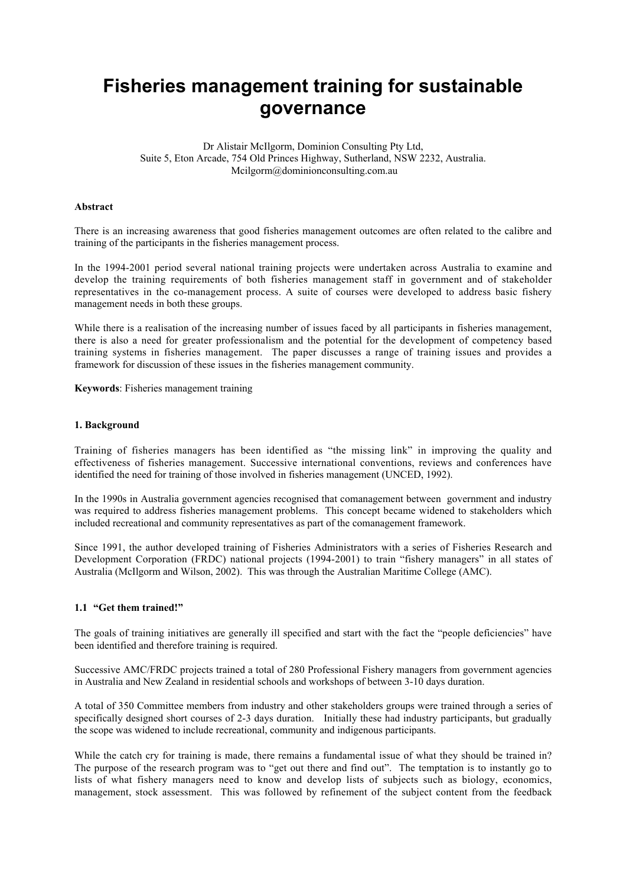# Fisheries management training for sustainable governance

Dr Alistair McIlgorm, Dominion Consulting Pty Ltd,
Suite 5, Eton Arcade, 754 Old Princes Highway, Sutherland, NSW 2232, Australia.
Mcilgorm@dominionconsulting.com.au

**Abstract**

There is an increasing awareness that good fisheries management outcomes are often related to the calibre and training of the participants in the fisheries management process.

In the 1994-2001 period several national training projects were undertaken across Australia to examine and develop the training requirements of both fisheries management staff in government and of stakeholder representatives in the co-management process. A suite of courses were developed to address basic fishery management needs in both these groups.

While there is a realisation of the increasing number of issues faced by all participants in fisheries management, there is also a need for greater professionalism and the potential for the development of competency based training systems in fisheries management. The paper discusses a range of training issues and provides a framework for discussion of these issues in the fisheries management community.

**Keywords**: Fisheries management training

## 1. Background

Training of fisheries managers has been identified as "the missing link" in improving the quality and effectiveness of fisheries management. Successive international conventions, reviews and conferences have identified the need for training of those involved in fisheries management (UNCED, 1992).

In the 1990s in Australia government agencies recognised that comanagement between government and industry was required to address fisheries management problems. This concept became widened to stakeholders which included recreational and community representatives as part of the comanagement framework.

Since 1991, the author developed training of Fisheries Administrators with a series of Fisheries Research and Development Corporation (FRDC) national projects (1994-2001) to train "fishery managers" in all states of Australia (McIlgorm and Wilson, 2002). This was through the Australian Maritime College (AMC).

### 1.1 "Get them trained!"

The goals of training initiatives are generally ill specified and start with the fact the "people deficiencies" have been identified and therefore training is required.

Successive AMC/FRDC projects trained a total of 280 Professional Fishery managers from government agencies in Australia and New Zealand in residential schools and workshops of between 3-10 days duration.

A total of 350 Committee members from industry and other stakeholders groups were trained through a series of specifically designed short courses of 2-3 days duration. Initially these had industry participants, but gradually the scope was widened to include recreational, community and indigenous participants.

While the catch cry for training is made, there remains a fundamental issue of what they should be trained in? The purpose of the research program was to "get out there and find out". The temptation is to instantly go to lists of what fishery managers need to know and develop lists of subjects such as biology, economics, management, stock assessment. This was followed by refinement of the subject content from the feedback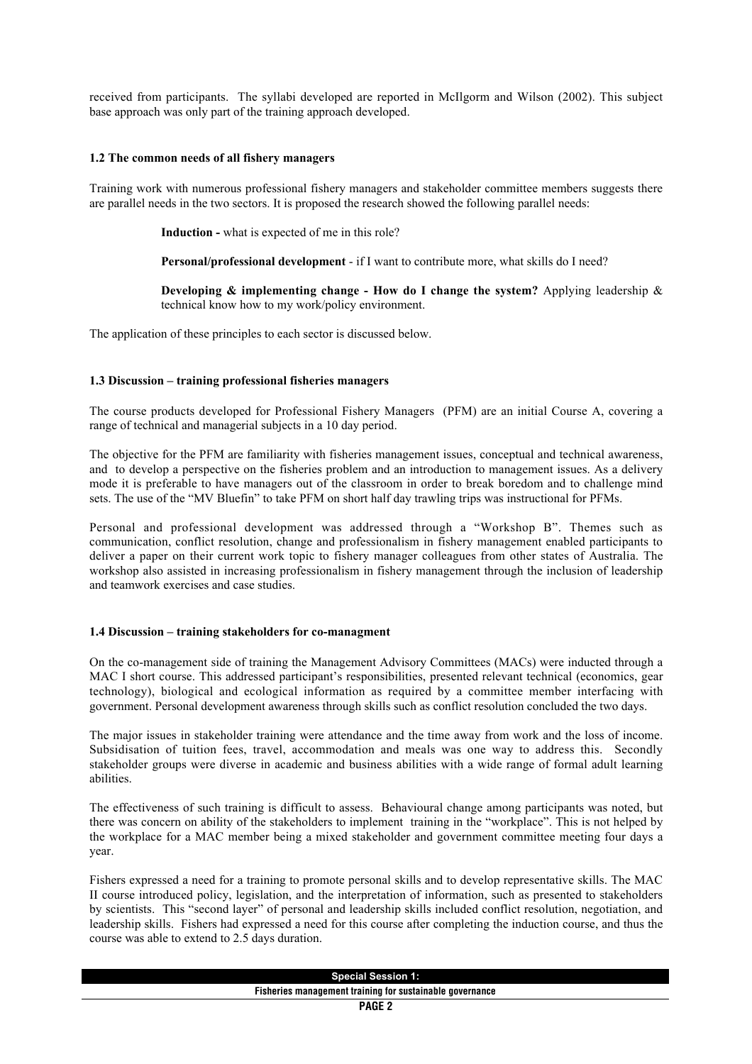received from participants. The syllabi developed are reported in McIlgorm and Wilson (2002). This subject base approach was only part of the training approach developed.

### 1.2 The common needs of all fishery managers

Training work with numerous professional fishery managers and stakeholder committee members suggests there are parallel needs in the two sectors. It is proposed the research showed the following parallel needs:

**Induction -** what is expected of me in this role?

**Personal/professional development** - if I want to contribute more, what skills do I need?

**Developing & implementing change - How do I change the system?** Applying leadership & technical know how to my work/policy environment.

The application of these principles to each sector is discussed below.

### 1.3 Discussion – training professional fisheries managers

The course products developed for Professional Fishery Managers (PFM) are an initial Course A, covering a range of technical and managerial subjects in a 10 day period.

The objective for the PFM are familiarity with fisheries management issues, conceptual and technical awareness, and to develop a perspective on the fisheries problem and an introduction to management issues. As a delivery mode it is preferable to have managers out of the classroom in order to break boredom and to challenge mind sets. The use of the "MV Bluefin" to take PFM on short half day trawling trips was instructional for PFMs.

Personal and professional development was addressed through a "Workshop B". Themes such as communication, conflict resolution, change and professionalism in fishery management enabled participants to deliver a paper on their current work topic to fishery manager colleagues from other states of Australia. The workshop also assisted in increasing professionalism in fishery management through the inclusion of leadership and teamwork exercises and case studies.

### 1.4 Discussion – training stakeholders for co-managment

On the co-management side of training the Management Advisory Committees (MACs) were inducted through a MAC I short course. This addressed participant's responsibilities, presented relevant technical (economics, gear technology), biological and ecological information as required by a committee member interfacing with government. Personal development awareness through skills such as conflict resolution concluded the two days.

The major issues in stakeholder training were attendance and the time away from work and the loss of income. Subsidisation of tuition fees, travel, accommodation and meals was one way to address this. Secondly stakeholder groups were diverse in academic and business abilities with a wide range of formal adult learning abilities.

The effectiveness of such training is difficult to assess. Behavioural change among participants was noted, but there was concern on ability of the stakeholders to implement training in the "workplace". This is not helped by the workplace for a MAC member being a mixed stakeholder and government committee meeting four days a year.

Fishers expressed a need for a training to promote personal skills and to develop representative skills. The MAC II course introduced policy, legislation, and the interpretation of information, such as presented to stakeholders by scientists. This "second layer" of personal and leadership skills included conflict resolution, negotiation, and leadership skills. Fishers had expressed a need for this course after completing the induction course, and thus the course was able to extend to 2.5 days duration.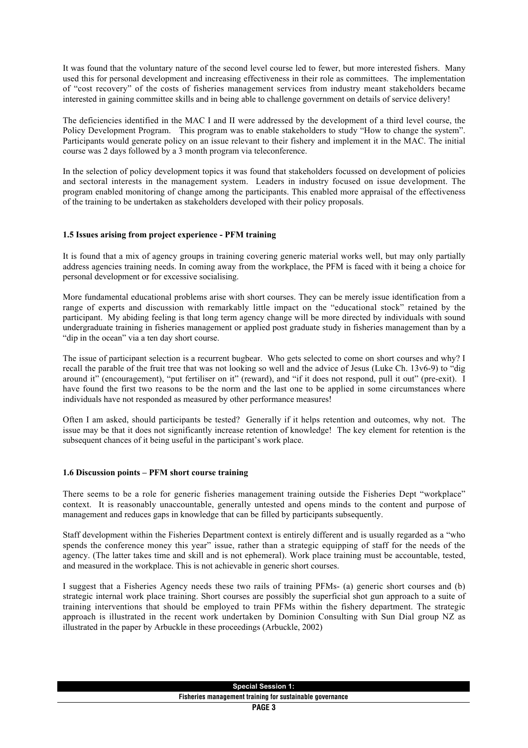It was found that the voluntary nature of the second level course led to fewer, but more interested fishers. Many used this for personal development and increasing effectiveness in their role as committees. The implementation of "cost recovery" of the costs of fisheries management services from industry meant stakeholders became interested in gaining committee skills and in being able to challenge government on details of service delivery!

The deficiencies identified in the MAC I and II were addressed by the development of a third level course, the Policy Development Program. This program was to enable stakeholders to study "How to change the system". Participants would generate policy on an issue relevant to their fishery and implement it in the MAC. The initial course was 2 days followed by a 3 month program via teleconference.

In the selection of policy development topics it was found that stakeholders focussed on development of policies and sectoral interests in the management system. Leaders in industry focused on issue development. The program enabled monitoring of change among the participants. This enabled more appraisal of the effectiveness of the training to be undertaken as stakeholders developed with their policy proposals.

### 1.5 Issues arising from project experience - PFM training

It is found that a mix of agency groups in training covering generic material works well, but may only partially address agencies training needs. In coming away from the workplace, the PFM is faced with it being a choice for personal development or for excessive socialising.

More fundamental educational problems arise with short courses. They can be merely issue identification from a range of experts and discussion with remarkably little impact on the "educational stock" retained by the participant. My abiding feeling is that long term agency change will be more directed by individuals with sound undergraduate training in fisheries management or applied post graduate study in fisheries management than by a "dip in the ocean" via a ten day short course.

The issue of participant selection is a recurrent bugbear. Who gets selected to come on short courses and why? I recall the parable of the fruit tree that was not looking so well and the advice of Jesus (Luke Ch. 13v6-9) to "dig around it" (encouragement), "put fertiliser on it" (reward), and "if it does not respond, pull it out" (pre-exit). I have found the first two reasons to be the norm and the last one to be applied in some circumstances where individuals have not responded as measured by other performance measures!

Often I am asked, should participants be tested? Generally if it helps retention and outcomes, why not. The issue may be that it does not significantly increase retention of knowledge! The key element for retention is the subsequent chances of it being useful in the participant's work place.

### 1.6 Discussion points – PFM short course training

There seems to be a role for generic fisheries management training outside the Fisheries Dept "workplace" context. It is reasonably unaccountable, generally untested and opens minds to the content and purpose of management and reduces gaps in knowledge that can be filled by participants subsequently.

Staff development within the Fisheries Department context is entirely different and is usually regarded as a "who spends the conference money this year" issue, rather than a strategic equipping of staff for the needs of the agency. (The latter takes time and skill and is not ephemeral). Work place training must be accountable, tested, and measured in the workplace. This is not achievable in generic short courses.

I suggest that a Fisheries Agency needs these two rails of training PFMs- (a) generic short courses and (b) strategic internal work place training. Short courses are possibly the superficial shot gun approach to a suite of training interventions that should be employed to train PFMs within the fishery department. The strategic approach is illustrated in the recent work undertaken by Dominion Consulting with Sun Dial group NZ as illustrated in the paper by Arbuckle in these proceedings (Arbuckle, 2002)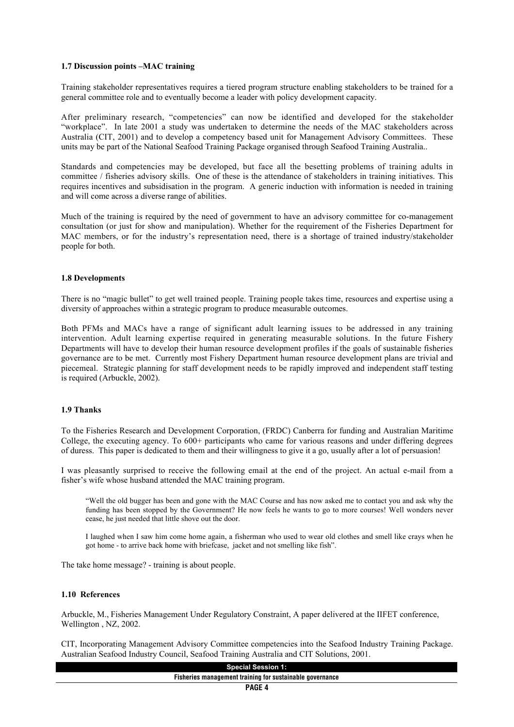### 1.7 Discussion points –MAC training

Training stakeholder representatives requires a tiered program structure enabling stakeholders to be trained for a general committee role and to eventually become a leader with policy development capacity.

After preliminary research, "competencies" can now be identified and developed for the stakeholder "workplace". In late 2001 a study was undertaken to determine the needs of the MAC stakeholders across Australia (CIT, 2001) and to develop a competency based unit for Management Advisory Committees. These units may be part of the National Seafood Training Package organised through Seafood Training Australia..

Standards and competencies may be developed, but face all the besetting problems of training adults in committee / fisheries advisory skills. One of these is the attendance of stakeholders in training initiatives. This requires incentives and subsidisation in the program. A generic induction with information is needed in training and will come across a diverse range of abilities.

Much of the training is required by the need of government to have an advisory committee for co-management consultation (or just for show and manipulation). Whether for the requirement of the Fisheries Department for MAC members, or for the industry's representation need, there is a shortage of trained industry/stakeholder people for both.

### 1.8 Developments

There is no "magic bullet" to get well trained people. Training people takes time, resources and expertise using a diversity of approaches within a strategic program to produce measurable outcomes.

Both PFMs and MACs have a range of significant adult learning issues to be addressed in any training intervention. Adult learning expertise required in generating measurable solutions. In the future Fishery Departments will have to develop their human resource development profiles if the goals of sustainable fisheries governance are to be met. Currently most Fishery Department human resource development plans are trivial and piecemeal. Strategic planning for staff development needs to be rapidly improved and independent staff testing is required (Arbuckle, 2002).

### 1.9 Thanks

To the Fisheries Research and Development Corporation, (FRDC) Canberra for funding and Australian Maritime College, the executing agency. To 600+ participants who came for various reasons and under differing degrees of duress. This paper is dedicated to them and their willingness to give it a go, usually after a lot of persuasion!

I was pleasantly surprised to receive the following email at the end of the project. An actual e-mail from a fisher's wife whose husband attended the MAC training program.

> "Well the old bugger has been and gone with the MAC Course and has now asked me to contact you and ask why the funding has been stopped by the Government? He now feels he wants to go to more courses! Well wonders never cease, he just needed that little shove out the door.
>
> I laughed when I saw him come home again, a fisherman who used to wear old clothes and smell like crays when he got home - to arrive back home with briefcase, jacket and not smelling like fish".

The take home message? - training is about people.

### 1.10 References

Arbuckle, M., Fisheries Management Under Regulatory Constraint, A paper delivered at the IIFET conference, Wellington , NZ, 2002.

CIT, Incorporating Management Advisory Committee competencies into the Seafood Industry Training Package. Australian Seafood Industry Council, Seafood Training Australia and CIT Solutions, 2001.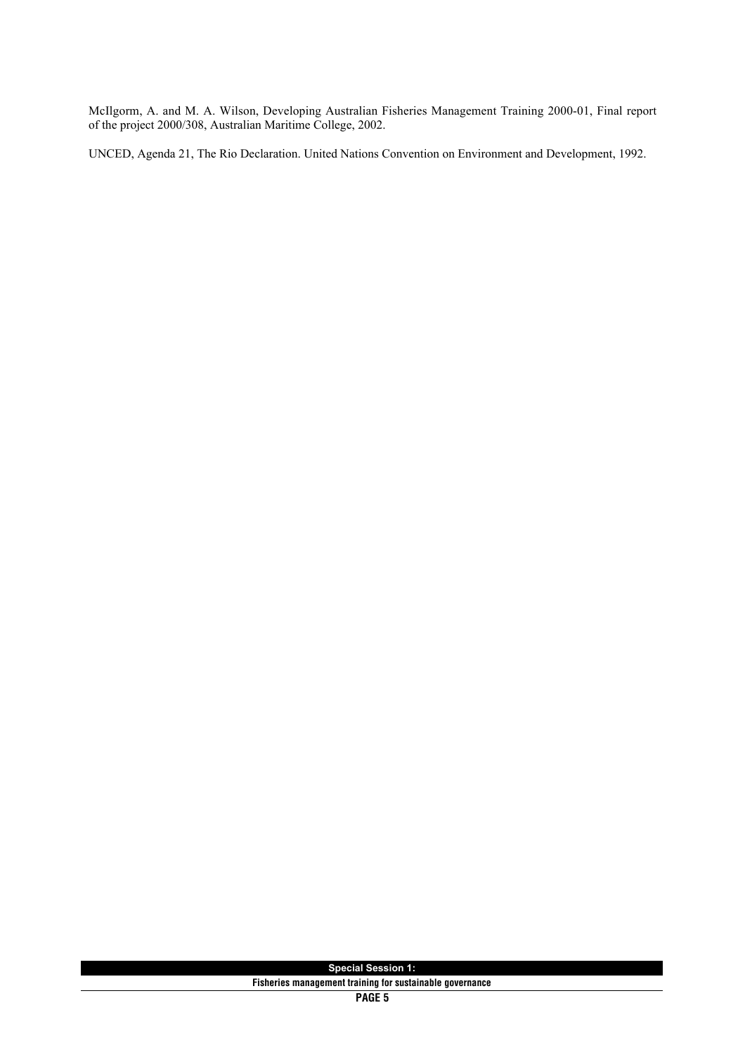McIlgorm, A. and M. A. Wilson, Developing Australian Fisheries Management Training 2000-01, Final report of the project 2000/308, Australian Maritime College, 2002.

UNCED, Agenda 21, The Rio Declaration. United Nations Convention on Environment and Development, 1992.